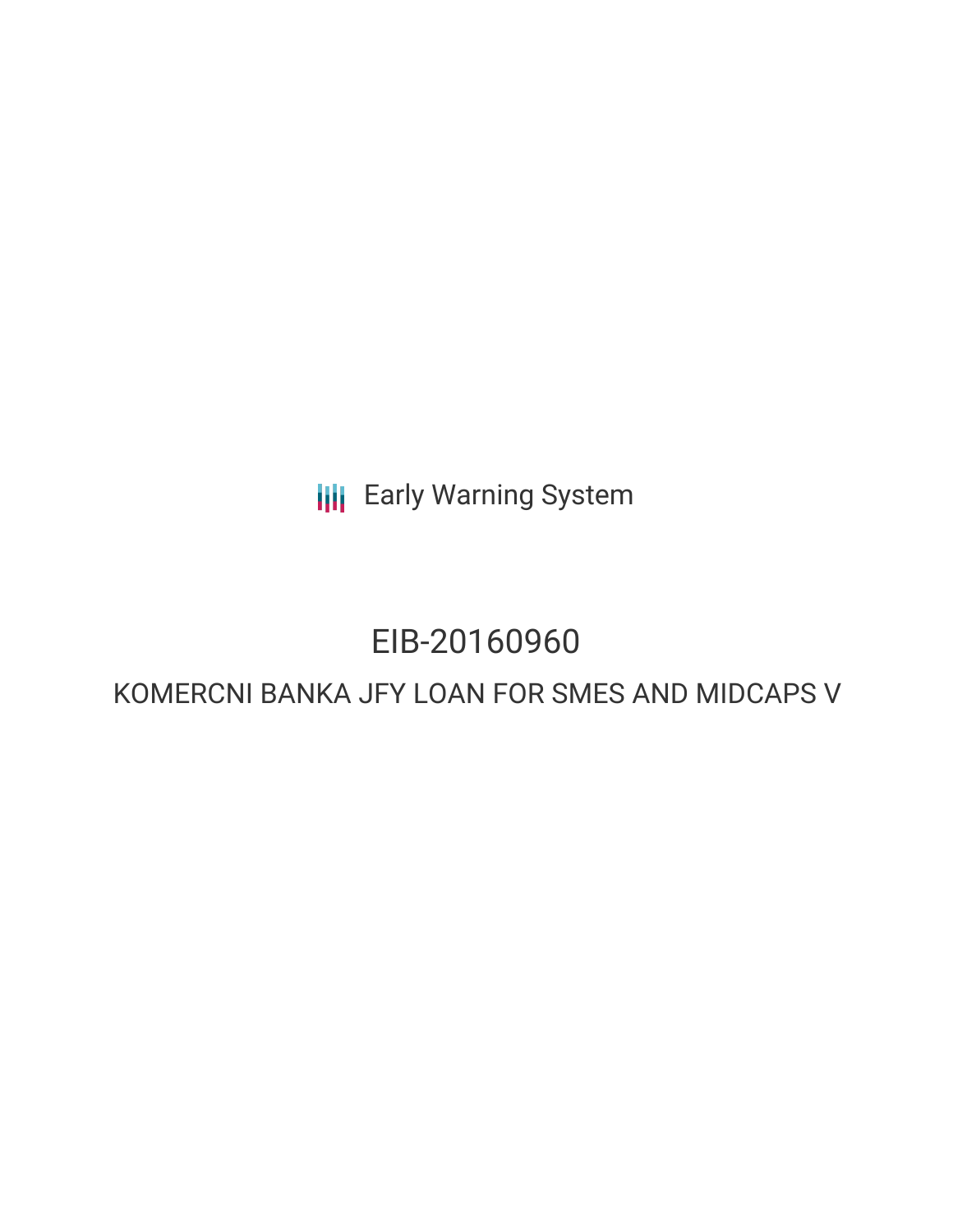Early Warning System

# EIB-20160960

## KOMERCNI BANKA JFY LOAN FOR SMES AND MIDCAPS V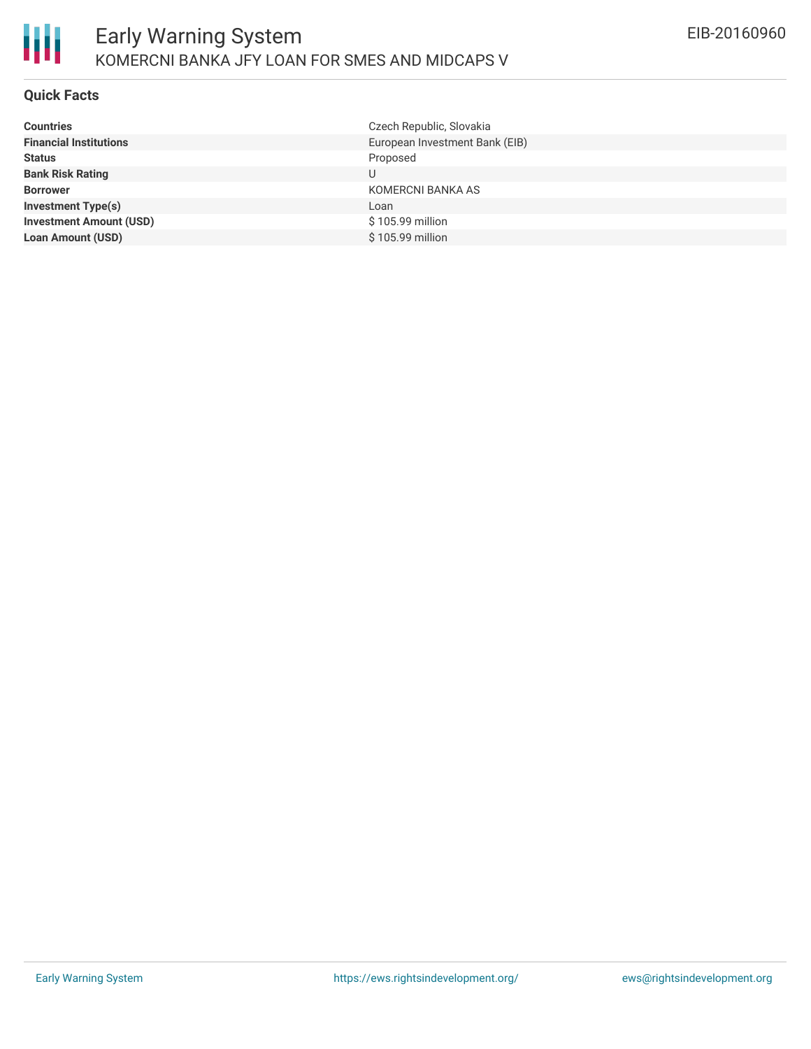# Early Warning System

## KOMERCNI BANKA JFY LOAN FOR SMES AND MIDCAPS V

EIB-20160960

### Quick Facts

| | |
|---|---|
| **Countries** | Czech Republic, Slovakia |
| **Financial Institutions** | European Investment Bank (EIB) |
| **Status** | Proposed |
| **Bank Risk Rating** | U |
| **Borrower** | KOMERCNI BANKA AS |
| **Investment Type(s)** | Loan |
| **Investment Amount (USD)** | $ 105.99 million |
| **Loan Amount (USD)** | $ 105.99 million |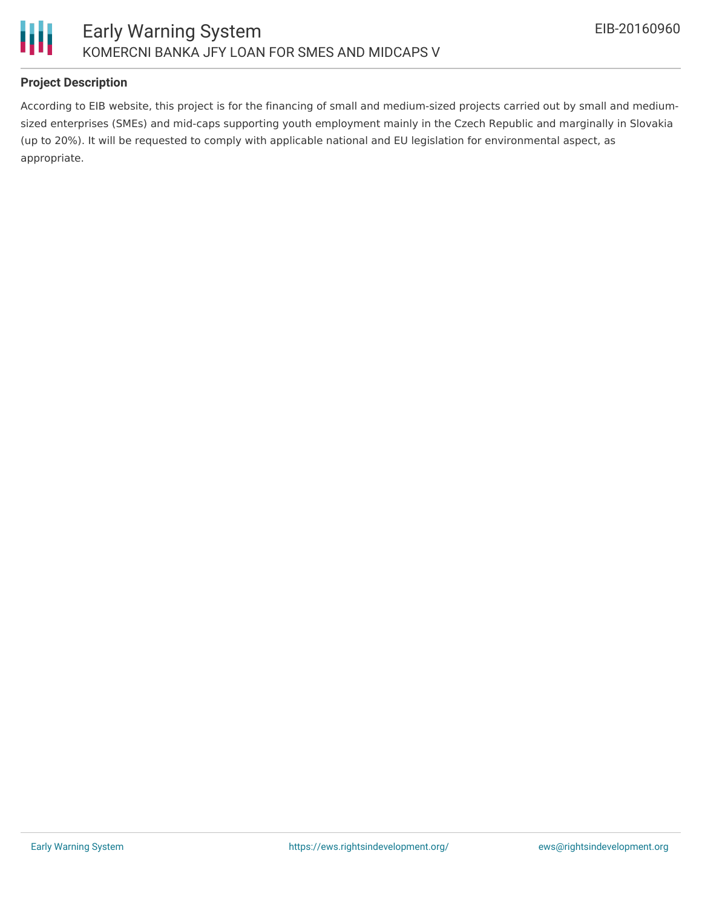## Project Description

According to EIB website, this project is for the financing of small and medium-sized projects carried out by small and medium-sized enterprises (SMEs) and mid-caps supporting youth employment mainly in the Czech Republic and marginally in Slovakia (up to 20%). It will be requested to comply with applicable national and EU legislation for environmental aspect, as appropriate.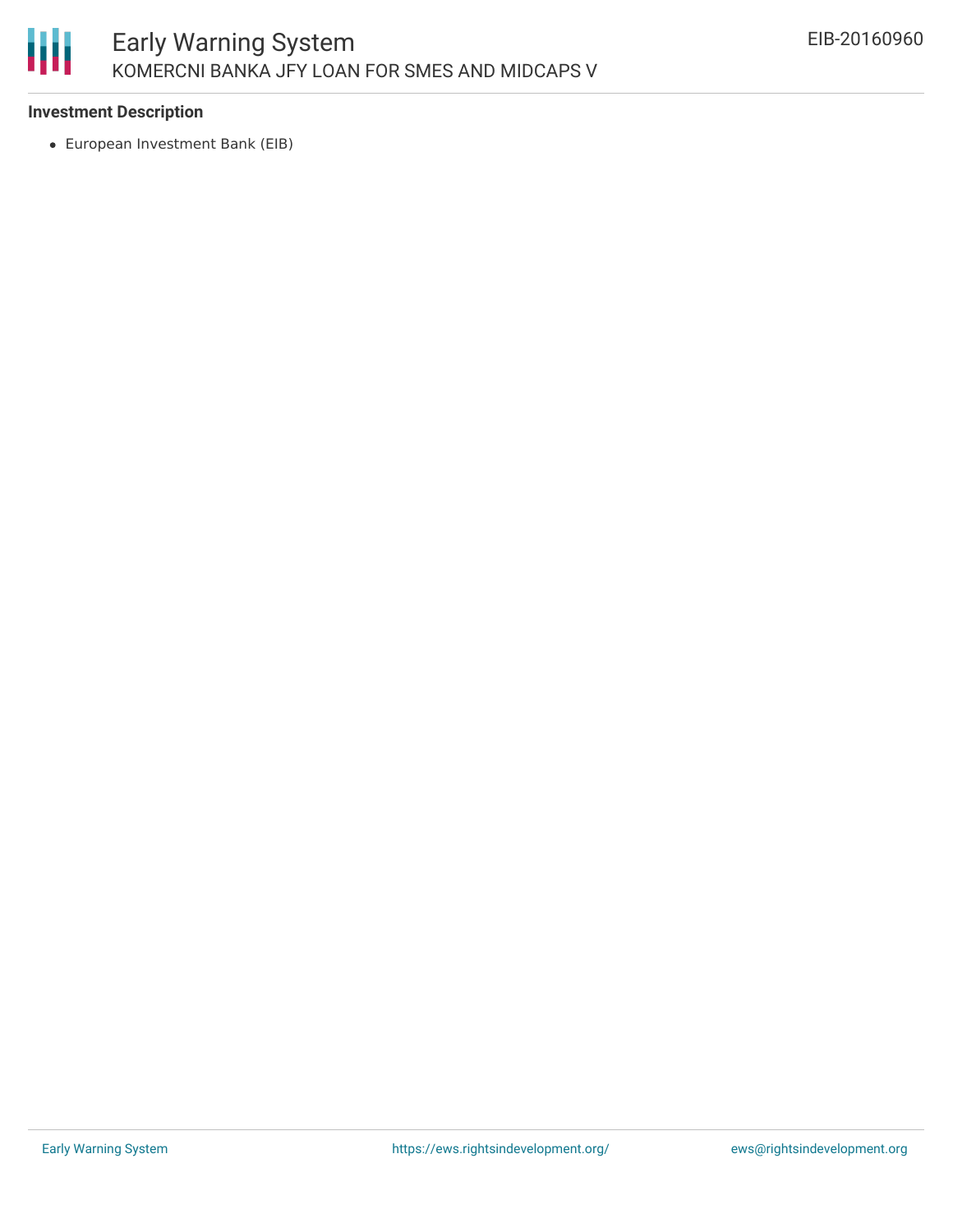### Investment Description

- European Investment Bank (EIB)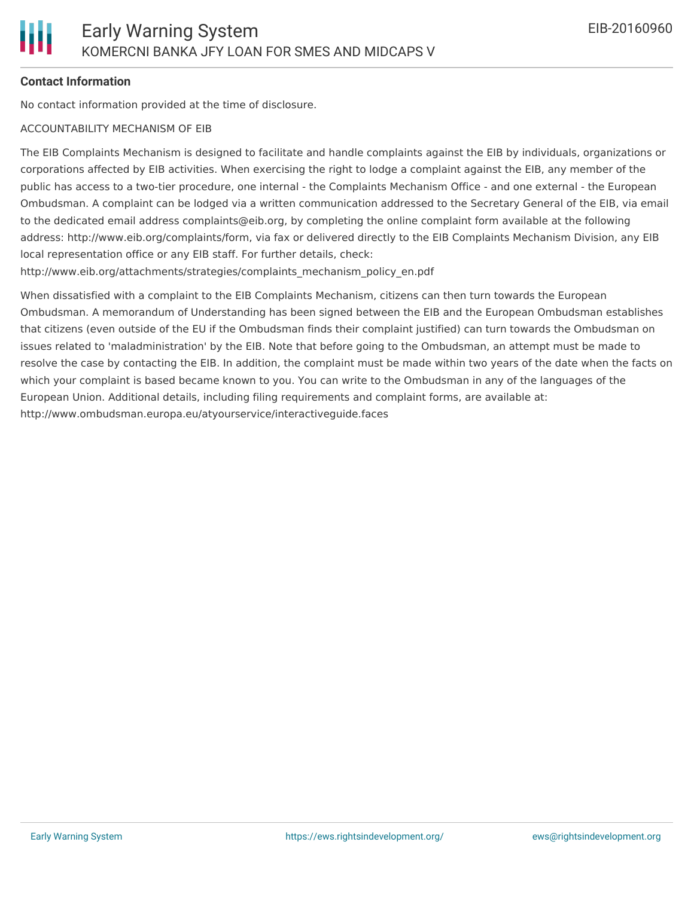**Contact Information**

No contact information provided at the time of disclosure.

ACCOUNTABILITY MECHANISM OF EIB

The EIB Complaints Mechanism is designed to facilitate and handle complaints against the EIB by individuals, organizations or corporations affected by EIB activities. When exercising the right to lodge a complaint against the EIB, any member of the public has access to a two-tier procedure, one internal - the Complaints Mechanism Office - and one external - the European Ombudsman. A complaint can be lodged via a written communication addressed to the Secretary General of the EIB, via email to the dedicated email address complaints@eib.org, by completing the online complaint form available at the following address: http://www.eib.org/complaints/form, via fax or delivered directly to the EIB Complaints Mechanism Division, any EIB local representation office or any EIB staff. For further details, check: http://www.eib.org/attachments/strategies/complaints_mechanism_policy_en.pdf

When dissatisfied with a complaint to the EIB Complaints Mechanism, citizens can then turn towards the European Ombudsman. A memorandum of Understanding has been signed between the EIB and the European Ombudsman establishes that citizens (even outside of the EU if the Ombudsman finds their complaint justified) can turn towards the Ombudsman on issues related to 'maladministration' by the EIB. Note that before going to the Ombudsman, an attempt must be made to resolve the case by contacting the EIB. In addition, the complaint must be made within two years of the date when the facts on which your complaint is based became known to you. You can write to the Ombudsman in any of the languages of the European Union. Additional details, including filing requirements and complaint forms, are available at: http://www.ombudsman.europa.eu/atyourservice/interactiveguide.faces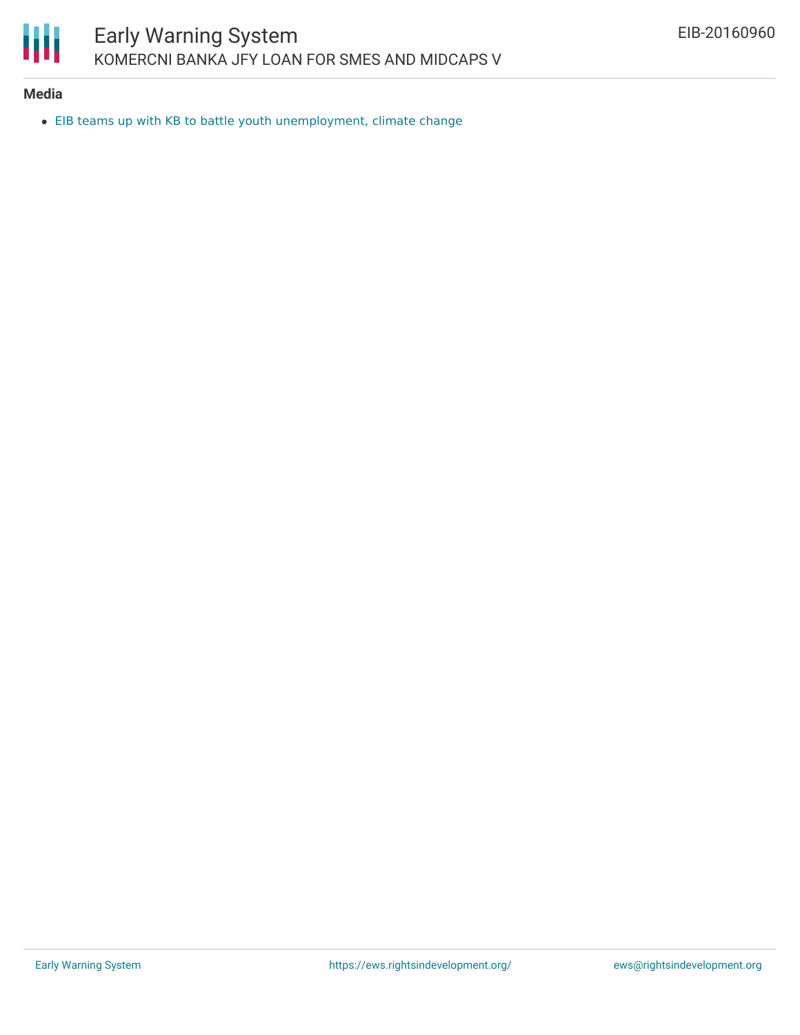**Media**

- EIB teams up with KB to battle youth unemployment, climate change